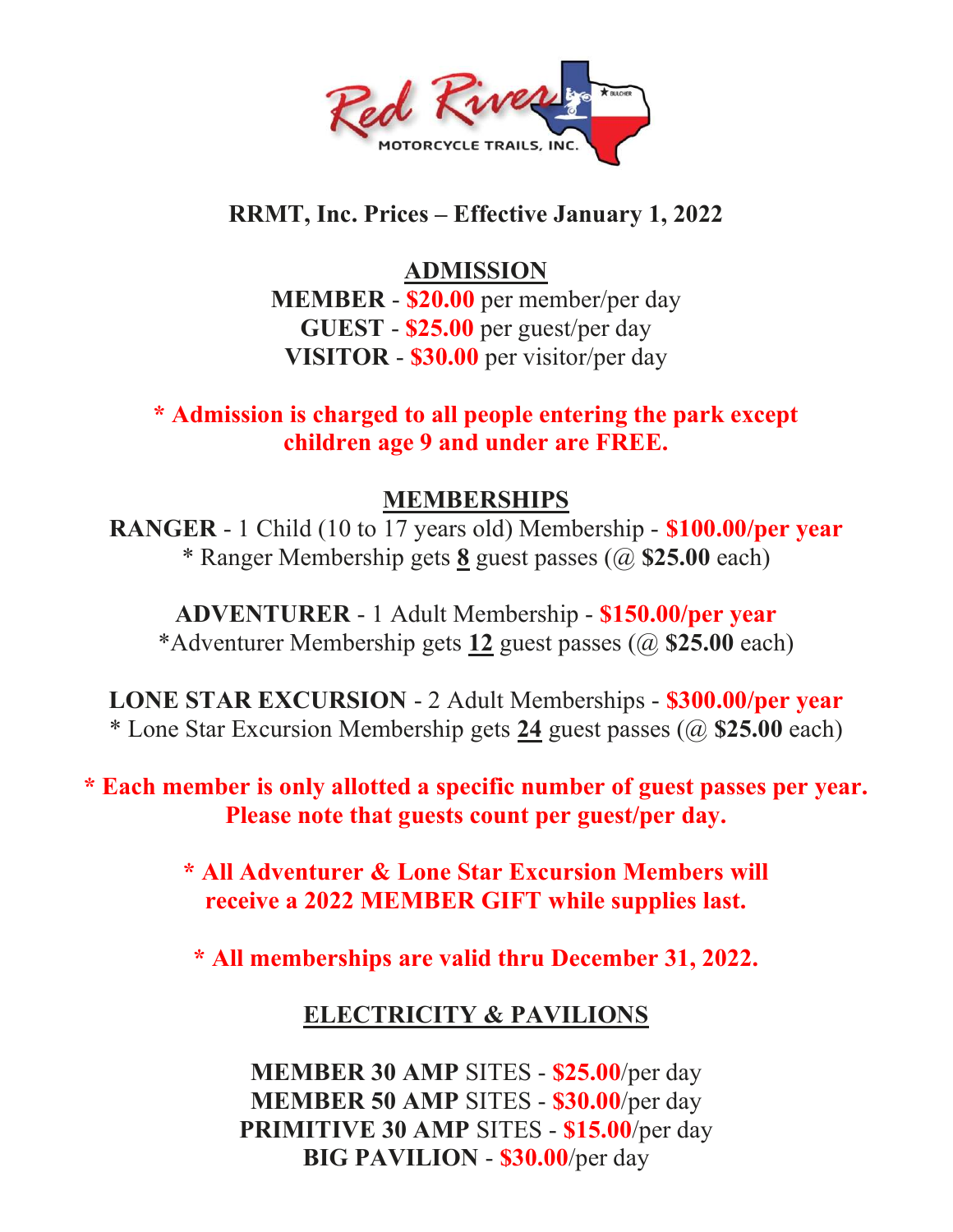Red River MOTORCYCLE TRAILS, INC.

# RRMT, Inc. Prices – Effective January 1, 2022

## ADMISSION

**MEMBER** - **$20.00** per member/per day
**GUEST** - **$25.00** per guest/per day
**VISITOR** - **$30.00** per visitor/per day

**\* Admission is charged to all people entering the park except children age 9 and under are FREE.**

## MEMBERSHIPS

**RANGER** - 1 Child (10 to 17 years old) Membership - **$100.00/per year**
\* Ranger Membership gets **8** guest passes (@ **$25.00** each)

**ADVENTURER** - 1 Adult Membership - **$150.00/per year**
\*Adventurer Membership gets **12** guest passes (@ **$25.00** each)

**LONE STAR EXCURSION** - 2 Adult Memberships - **$300.00/per year**
\* Lone Star Excursion Membership gets **24** guest passes (@ **$25.00** each)

**\* Each member is only allotted a specific number of guest passes per year. Please note that guests count per guest/per day.**

**\* All Adventurer & Lone Star Excursion Members will receive a 2022 MEMBER GIFT while supplies last.**

**\* All memberships are valid thru December 31, 2022.**

## ELECTRICITY & PAVILIONS

**MEMBER 30 AMP** SITES - **$25.00**/per day
**MEMBER 50 AMP** SITES - **$30.00**/per day
**PRIMITIVE 30 AMP** SITES - **$15.00**/per day
**BIG PAVILION** - **$30.00**/per day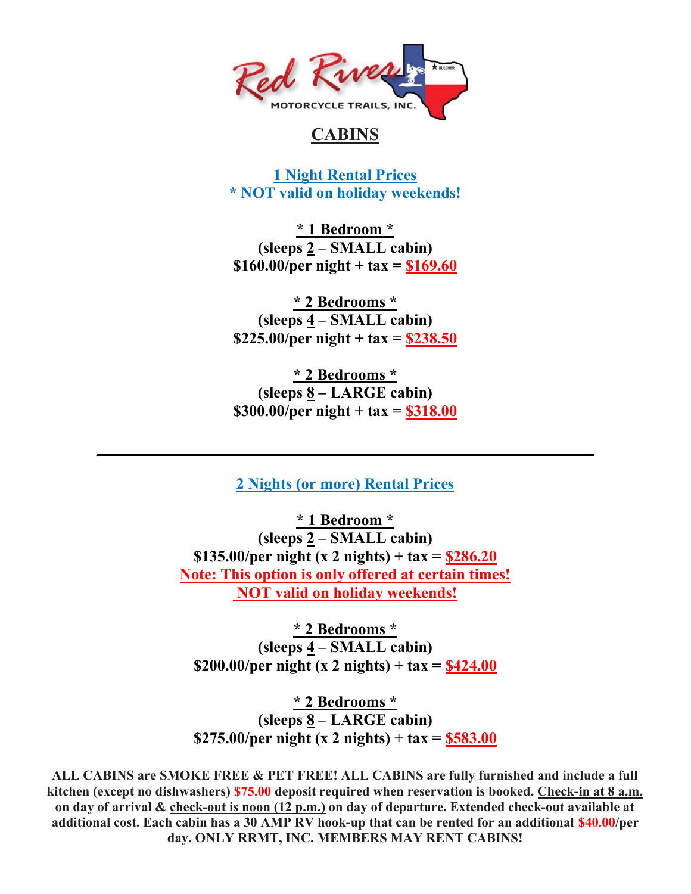Red River MOTORCYCLE TRAILS, INC.

# CABINS

## 1 Night Rental Prices

**\* NOT valid on holiday weekends!**

**\* 1 Bedroom \***
**(sleeps 2 – SMALL cabin)**
**$160.00/per night + tax = $169.60**

**\* 2 Bedrooms \***
**(sleeps 4 – SMALL cabin)**
**$225.00/per night + tax = $238.50**

**\* 2 Bedrooms \***
**(sleeps 8 – LARGE cabin)**
**$300.00/per night + tax = $318.00**

---

## 2 Nights (or more) Rental Prices

**\* 1 Bedroom \***
**(sleeps 2 – SMALL cabin)**
**$135.00/per night (x 2 nights) + tax = $286.20**
**Note: This option is only offered at certain times!**
**NOT valid on holiday weekends!**

**\* 2 Bedrooms \***
**(sleeps 4 – SMALL cabin)**
**$200.00/per night (x 2 nights) + tax = $424.00**

**\* 2 Bedrooms \***
**(sleeps 8 – LARGE cabin)**
**$275.00/per night (x 2 nights) + tax = $583.00**

**ALL CABINS are SMOKE FREE & PET FREE! ALL CABINS are fully furnished and include a full kitchen (except no dishwashers) $75.00 deposit required when reservation is booked. Check-in at 8 a.m. on day of arrival & check-out is noon (12 p.m.) on day of departure. Extended check-out available at additional cost. Each cabin has a 30 AMP RV hook-up that can be rented for an additional $40.00/per day. ONLY RRMT, INC. MEMBERS MAY RENT CABINS!**